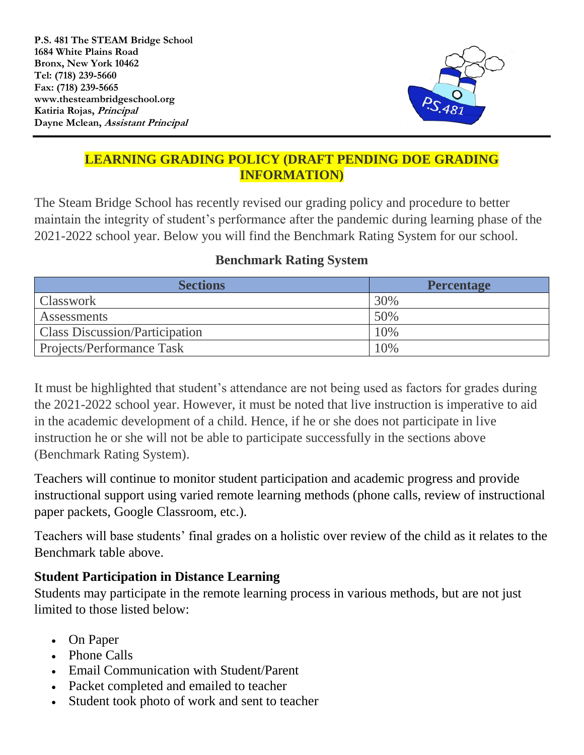**P.S. 481 The STEAM Bridge School**
**1684 White Plains Road**
**Bronx, New York 10462**
**Tel: (718) 239-5660**
**Fax: (718) 239-5665**
**www.thesteambridgeschool.org**
**Katiria Rojas, *Principal***
**Dayne Mclean, *Assistant Principal***

## LEARNING GRADING POLICY (DRAFT PENDING DOE GRADING INFORMATION)

The Steam Bridge School has recently revised our grading policy and procedure to better maintain the integrity of student's performance after the pandemic during learning phase of the 2021-2022 school year. Below you will find the Benchmark Rating System for our school.

### Benchmark Rating System

| Sections | Percentage |
|---|---|
| Classwork | 30% |
| Assessments | 50% |
| Class Discussion/Participation | 10% |
| Projects/Performance Task | 10% |

It must be highlighted that student's attendance are not being used as factors for grades during the 2021-2022 school year. However, it must be noted that live instruction is imperative to aid in the academic development of a child. Hence, if he or she does not participate in live instruction he or she will not be able to participate successfully in the sections above (Benchmark Rating System).

Teachers will continue to monitor student participation and academic progress and provide instructional support using varied remote learning methods (phone calls, review of instructional paper packets, Google Classroom, etc.).

Teachers will base students' final grades on a holistic over review of the child as it relates to the Benchmark table above.

### Student Participation in Distance Learning

Students may participate in the remote learning process in various methods, but are not just limited to those listed below:

- On Paper
- Phone Calls
- Email Communication with Student/Parent
- Packet completed and emailed to teacher
- Student took photo of work and sent to teacher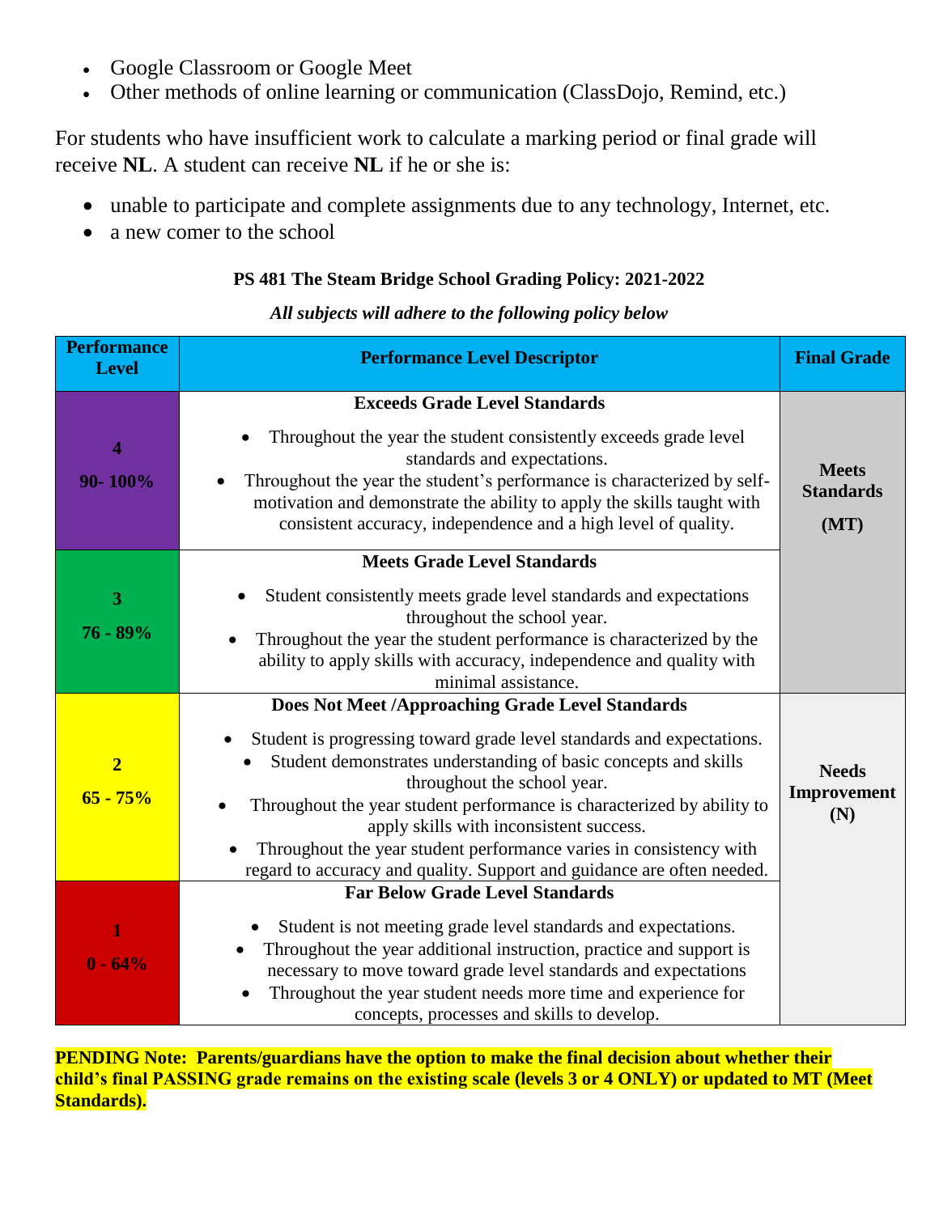- Google Classroom or Google Meet
- Other methods of online learning or communication (ClassDojo, Remind, etc.)

For students who have insufficient work to calculate a marking period or final grade will receive **NL**. A student can receive **NL** if he or she is:

- unable to participate and complete assignments due to any technology, Internet, etc.
- a new comer to the school

**PS 481 The Steam Bridge School Grading Policy: 2021-2022**

***All subjects will adhere to the following policy below***

| Performance Level | Performance Level Descriptor | Final Grade |
|---|---|---|
| **4**<br>**90- 100%** | **Exceeds Grade Level Standards**<br>• Throughout the year the student consistently exceeds grade level standards and expectations.<br>• Throughout the year the student's performance is characterized by self-motivation and demonstrate the ability to apply the skills taught with consistent accuracy, independence and a high level of quality. | **Meets Standards**<br>**(MT)** |
| **3**<br>**76 - 89%** | **Meets Grade Level Standards**<br>• Student consistently meets grade level standards and expectations throughout the school year.<br>• Throughout the year the student performance is characterized by the ability to apply skills with accuracy, independence and quality with minimal assistance. | |
| **2**<br>**65 - 75%** | **Does Not Meet /Approaching Grade Level Standards**<br>• Student is progressing toward grade level standards and expectations.<br>• Student demonstrates understanding of basic concepts and skills throughout the school year.<br>• Throughout the year student performance is characterized by ability to apply skills with inconsistent success.<br>• Throughout the year student performance varies in consistency with regard to accuracy and quality. Support and guidance are often needed. | **Needs Improvement (N)** |
| **1**<br>**0 - 64%** | **Far Below Grade Level Standards**<br>• Student is not meeting grade level standards and expectations.<br>• Throughout the year additional instruction, practice and support is necessary to move toward grade level standards and expectations<br>• Throughout the year student needs more time and experience for concepts, processes and skills to develop. | |

**PENDING Note: Parents/guardians have the option to make the final decision about whether their child's final PASSING grade remains on the existing scale (levels 3 or 4 ONLY) or updated to MT (Meet Standards).**